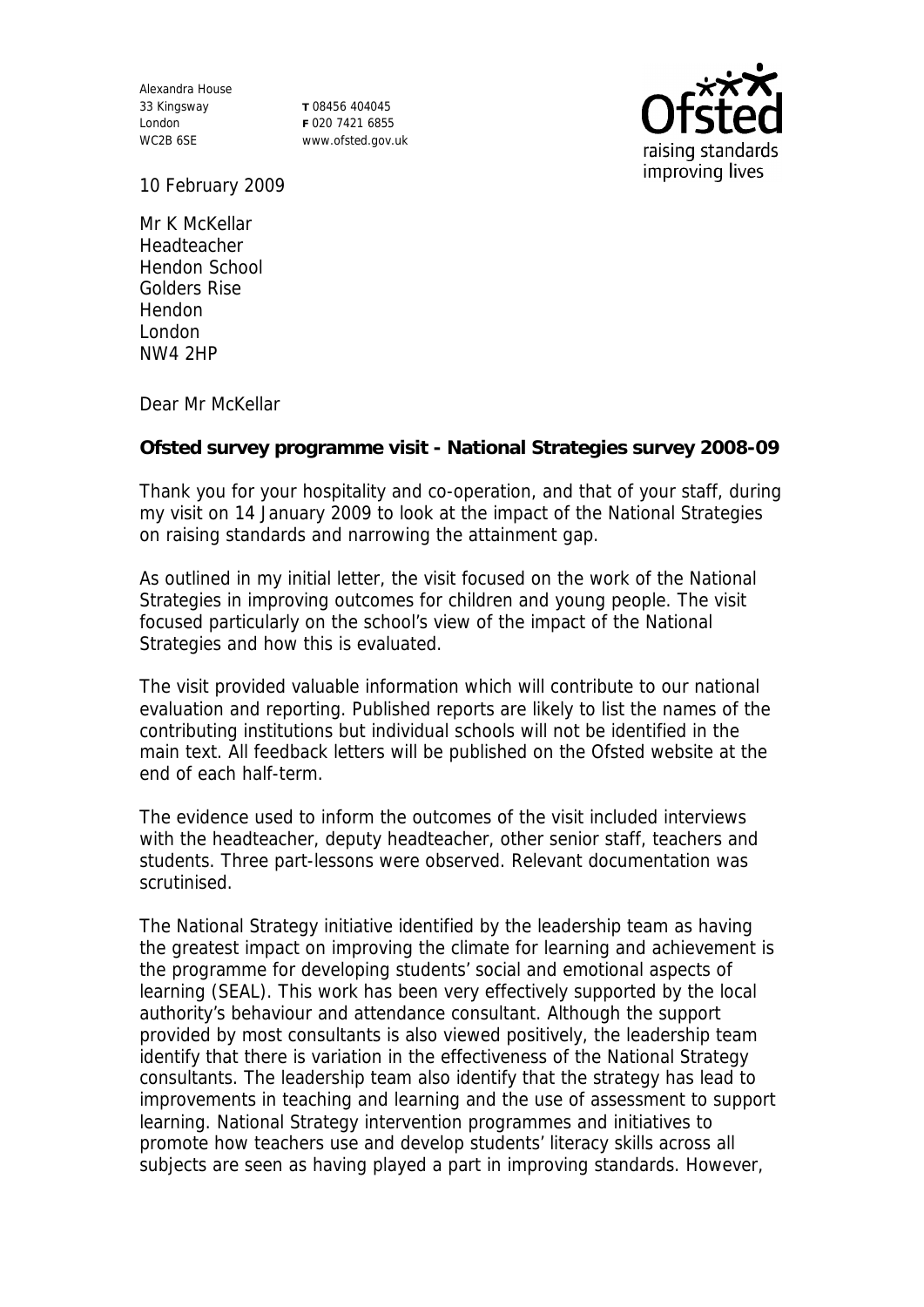Alexandra House
33 Kingsway
London
WC2B 6SE

**T** 08456 404045
**F** 020 7421 6855
www.ofsted.gov.uk

10 February 2009

Mr K McKellar
Headteacher
Hendon School
Golders Rise
Hendon
London
NW4 2HP

Dear Mr McKellar

**Ofsted survey programme visit - National Strategies survey 2008-09**

Thank you for your hospitality and co-operation, and that of your staff, during my visit on 14 January 2009 to look at the impact of the National Strategies on raising standards and narrowing the attainment gap.

As outlined in my initial letter, the visit focused on the work of the National Strategies in improving outcomes for children and young people. The visit focused particularly on the school's view of the impact of the National Strategies and how this is evaluated.

The visit provided valuable information which will contribute to our national evaluation and reporting. Published reports are likely to list the names of the contributing institutions but individual schools will not be identified in the main text. All feedback letters will be published on the Ofsted website at the end of each half-term.

The evidence used to inform the outcomes of the visit included interviews with the headteacher, deputy headteacher, other senior staff, teachers and students. Three part-lessons were observed. Relevant documentation was scrutinised.

The National Strategy initiative identified by the leadership team as having the greatest impact on improving the climate for learning and achievement is the programme for developing students' social and emotional aspects of learning (SEAL). This work has been very effectively supported by the local authority's behaviour and attendance consultant. Although the support provided by most consultants is also viewed positively, the leadership team identify that there is variation in the effectiveness of the National Strategy consultants. The leadership team also identify that the strategy has lead to improvements in teaching and learning and the use of assessment to support learning. National Strategy intervention programmes and initiatives to promote how teachers use and develop students' literacy skills across all subjects are seen as having played a part in improving standards. However,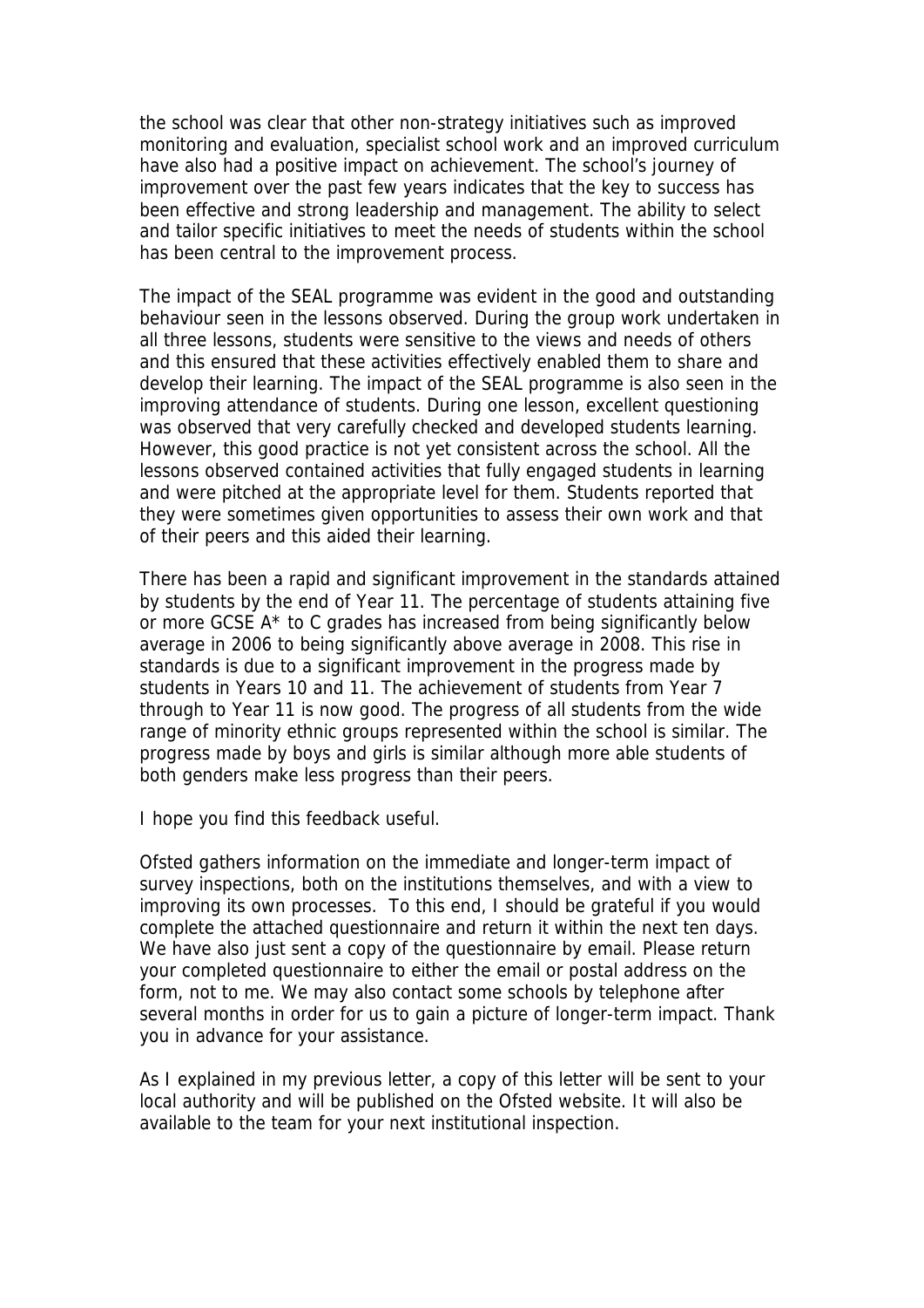the school was clear that other non-strategy initiatives such as improved monitoring and evaluation, specialist school work and an improved curriculum have also had a positive impact on achievement. The school's journey of improvement over the past few years indicates that the key to success has been effective and strong leadership and management. The ability to select and tailor specific initiatives to meet the needs of students within the school has been central to the improvement process.

The impact of the SEAL programme was evident in the good and outstanding behaviour seen in the lessons observed. During the group work undertaken in all three lessons, students were sensitive to the views and needs of others and this ensured that these activities effectively enabled them to share and develop their learning. The impact of the SEAL programme is also seen in the improving attendance of students. During one lesson, excellent questioning was observed that very carefully checked and developed students learning. However, this good practice is not yet consistent across the school. All the lessons observed contained activities that fully engaged students in learning and were pitched at the appropriate level for them. Students reported that they were sometimes given opportunities to assess their own work and that of their peers and this aided their learning.

There has been a rapid and significant improvement in the standards attained by students by the end of Year 11. The percentage of students attaining five or more GCSE A* to C grades has increased from being significantly below average in 2006 to being significantly above average in 2008. This rise in standards is due to a significant improvement in the progress made by students in Years 10 and 11. The achievement of students from Year 7 through to Year 11 is now good. The progress of all students from the wide range of minority ethnic groups represented within the school is similar. The progress made by boys and girls is similar although more able students of both genders make less progress than their peers.

I hope you find this feedback useful.

Ofsted gathers information on the immediate and longer-term impact of survey inspections, both on the institutions themselves, and with a view to improving its own processes. To this end, I should be grateful if you would complete the attached questionnaire and return it within the next ten days. We have also just sent a copy of the questionnaire by email. Please return your completed questionnaire to either the email or postal address on the form, not to me. We may also contact some schools by telephone after several months in order for us to gain a picture of longer-term impact. Thank you in advance for your assistance.

As I explained in my previous letter, a copy of this letter will be sent to your local authority and will be published on the Ofsted website. It will also be available to the team for your next institutional inspection.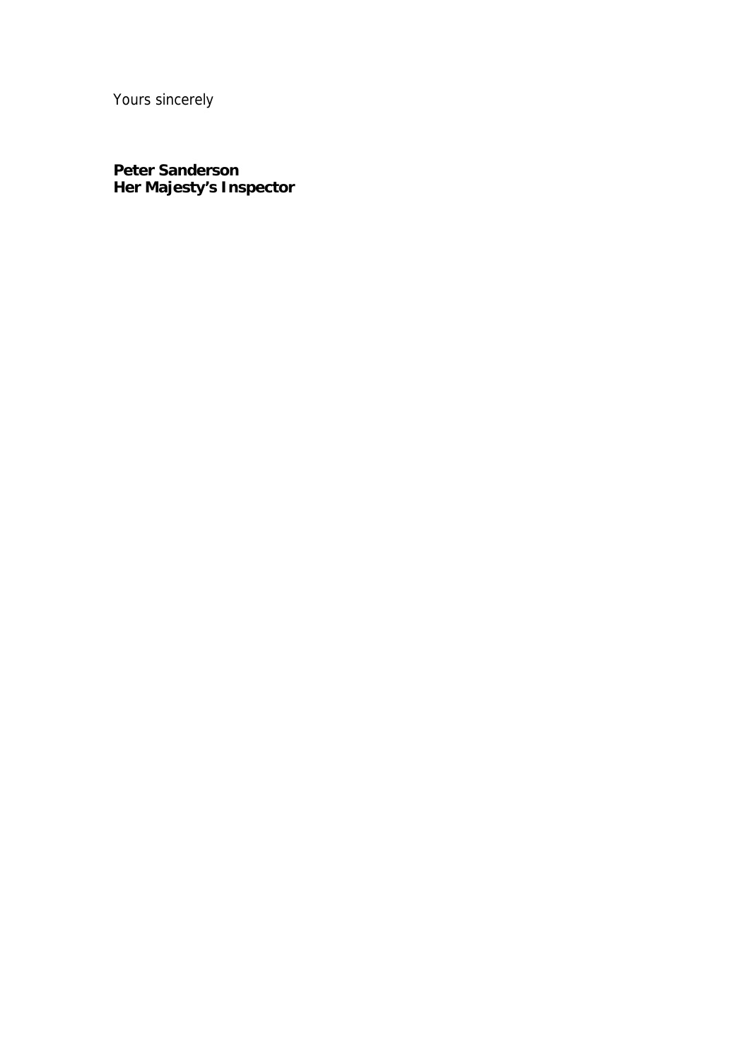Yours sincerely

**Peter Sanderson**
**Her Majesty's Inspector**